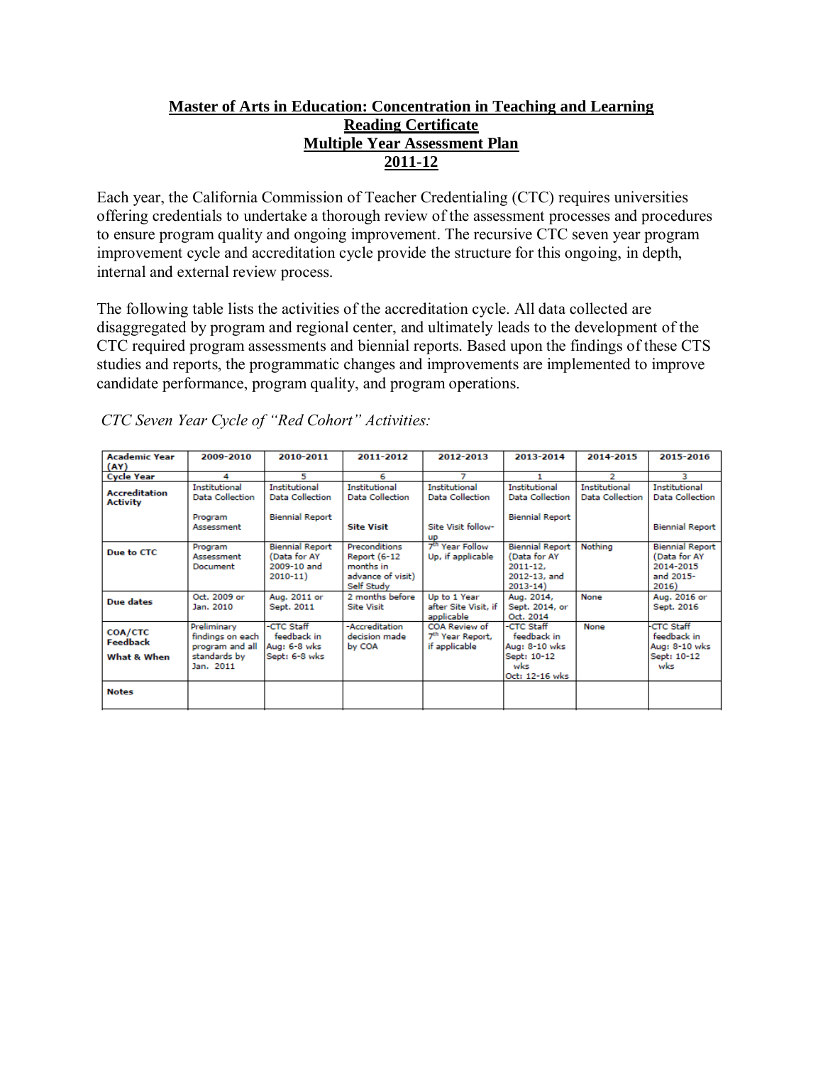# Master of Arts in Education: Concentration in Teaching and Learning
## Reading Certificate
## Multiple Year Assessment Plan
## 2011-12

Each year, the California Commission of Teacher Credentialing (CTC) requires universities offering credentials to undertake a thorough review of the assessment processes and procedures to ensure program quality and ongoing improvement. The recursive CTC seven year program improvement cycle and accreditation cycle provide the structure for this ongoing, in depth, internal and external review process.

The following table lists the activities of the accreditation cycle. All data collected are disaggregated by program and regional center, and ultimately leads to the development of the CTC required program assessments and biennial reports. Based upon the findings of these CTS studies and reports, the programmatic changes and improvements are implemented to improve candidate performance, program quality, and program operations.

*CTC Seven Year Cycle of "Red Cohort" Activities:*

| Academic Year (AY) | 2009-2010 | 2010-2011 | 2011-2012 | 2012-2013 | 2013-2014 | 2014-2015 | 2015-2016 |
|---|---|---|---|---|---|---|---|
| Cycle Year | 4 | 5 | 6 | 7 | 1 | 2 | 3 |
| Accreditation Activity | Institutional Data Collection<br><br>Program Assessment | Institutional Data Collection<br><br>Biennial Report | Institutional Data Collection<br><br>**Site Visit** | Institutional Data Collection<br><br>Site Visit follow-up | Institutional Data Collection<br><br>Biennial Report | Institutional Data Collection | Institutional Data Collection<br><br>Biennial Report |
| Due to CTC | Program Assessment Document | Biennial Report (Data for AY 2009-10 and 2010-11) | Preconditions Report (6-12 months in advance of visit) Self Study | 7th Year Follow Up, if applicable | Biennial Report (Data for AY 2011-12, 2012-13, and 2013-14) | Nothing | Biennial Report (Data for AY 2014-2015 and 2015-2016) |
| Due dates | Oct. 2009 or Jan. 2010 | Aug. 2011 or Sept. 2011 | 2 months before Site Visit | Up to 1 Year after Site Visit, if applicable | Aug. 2014, Sept. 2014, or Oct. 2014 | None | Aug. 2016 or Sept. 2016 |
| COA/CTC Feedback<br>What & When | Preliminary findings on each program and all standards by Jan. 2011 | -CTC Staff feedback in Aug: 6-8 wks Sept: 6-8 wks | -Accreditation decision made by COA | COA Review of 7th Year Report, if applicable | -CTC Staff feedback in Aug: 8-10 wks Sept: 10-12 wks Oct: 12-16 wks | None | -CTC Staff feedback in Aug: 8-10 wks Sept: 10-12 wks |
| Notes | | | | | | | |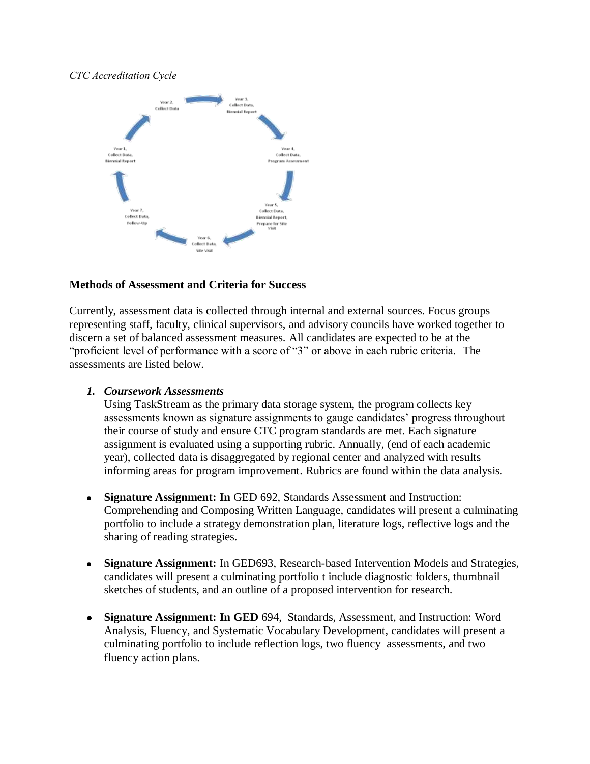*CTC Accreditation Cycle*

- Year 1, Collect Data, Biennial Report
- Year 2, Collect Data
- Year 3, Collect Data, Biennial Report
- Year 4, Collect Data, Program Assessment
- Year 5, Collect Data, Biennial Report, Prepare for Site Visit
- Year 6, Collect Data, Site Visit
- Year 7, Collect Data, Follow-Up

**Methods of Assessment and Criteria for Success**

Currently, assessment data is collected through internal and external sources. Focus groups representing staff, faculty, clinical supervisors, and advisory councils have worked together to discern a set of balanced assessment measures. All candidates are expected to be at the "proficient level of performance with a score of "3" or above in each rubric criteria. The assessments are listed below.

1. ***Coursework Assessments***

   Using TaskStream as the primary data storage system, the program collects key assessments known as signature assignments to gauge candidates' progress throughout their course of study and ensure CTC program standards are met. Each signature assignment is evaluated using a supporting rubric. Annually, (end of each academic year), collected data is disaggregated by regional center and analyzed with results informing areas for program improvement. Rubrics are found within the data analysis.

- **Signature Assignment: In** GED 692, Standards Assessment and Instruction: Comprehending and Composing Written Language, candidates will present a culminating portfolio to include a strategy demonstration plan, literature logs, reflective logs and the sharing of reading strategies.

- **Signature Assignment:** In GED693, Research-based Intervention Models and Strategies, candidates will present a culminating portfolio t include diagnostic folders, thumbnail sketches of students, and an outline of a proposed intervention for research.

- **Signature Assignment: In GED** 694, Standards, Assessment, and Instruction: Word Analysis, Fluency, and Systematic Vocabulary Development, candidates will present a culminating portfolio to include reflection logs, two fluency assessments, and two fluency action plans.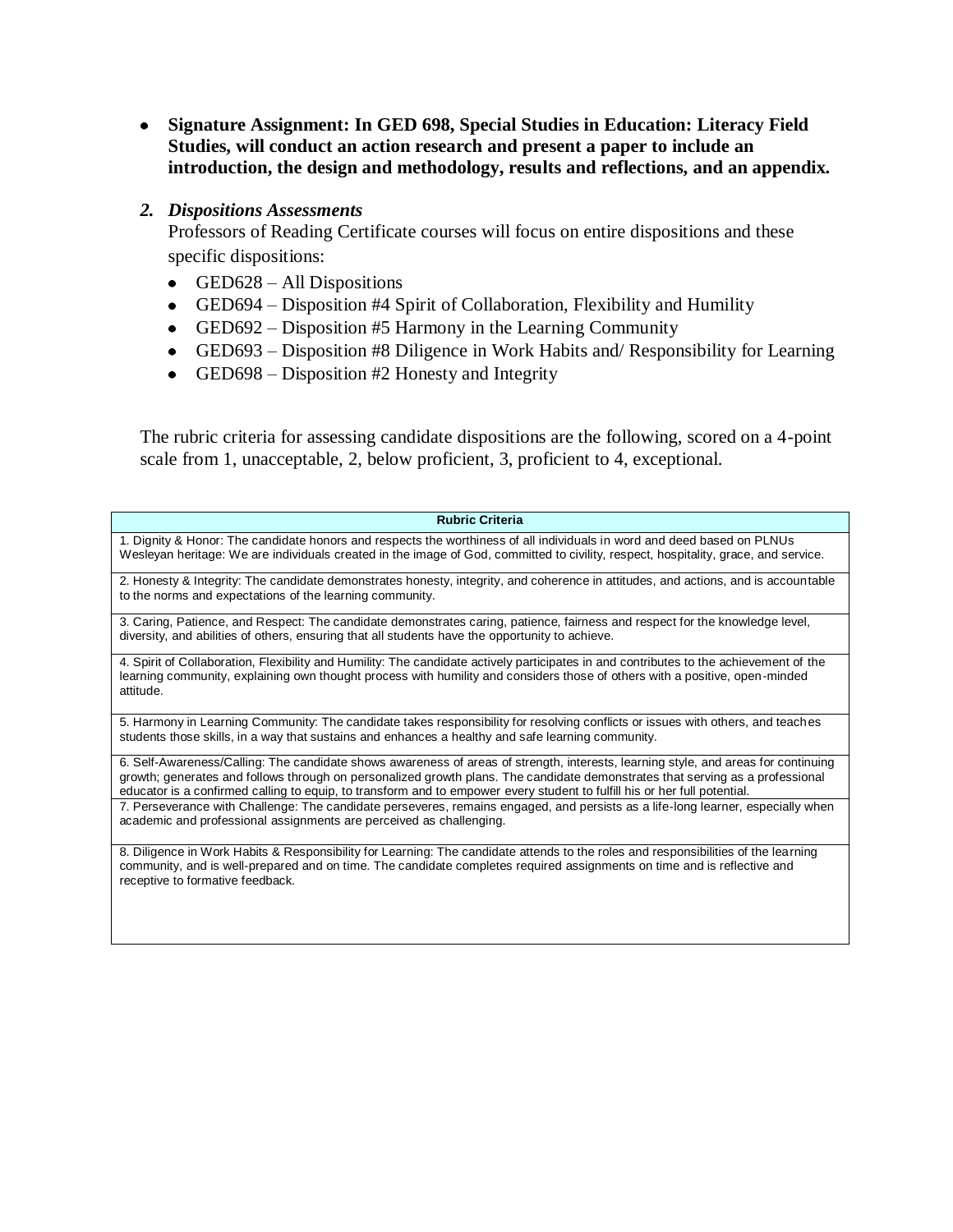- **Signature Assignment: In GED 698, Special Studies in Education: Literacy Field Studies, will conduct an action research and present a paper to include an introduction, the design and methodology, results and reflections, and an appendix.**

2. ***Dispositions Assessments***

   Professors of Reading Certificate courses will focus on entire dispositions and these specific dispositions:

   - GED628 – All Dispositions
   - GED694 – Disposition #4 Spirit of Collaboration, Flexibility and Humility
   - GED692 – Disposition #5 Harmony in the Learning Community
   - GED693 – Disposition #8 Diligence in Work Habits and/ Responsibility for Learning
   - GED698 – Disposition #2 Honesty and Integrity

The rubric criteria for assessing candidate dispositions are the following, scored on a 4-point scale from 1, unacceptable, 2, below proficient, 3, proficient to 4, exceptional.

| **Rubric Criteria** |
| --- |
| 1. Dignity & Honor: The candidate honors and respects the worthiness of all individuals in word and deed based on PLNUs Wesleyan heritage: We are individuals created in the image of God, committed to civility, respect, hospitality, grace, and service. |
| 2. Honesty & Integrity: The candidate demonstrates honesty, integrity, and coherence in attitudes, and actions, and is accountable to the norms and expectations of the learning community. |
| 3. Caring, Patience, and Respect: The candidate demonstrates caring, patience, fairness and respect for the knowledge level, diversity, and abilities of others, ensuring that all students have the opportunity to achieve. |
| 4. Spirit of Collaboration, Flexibility and Humility: The candidate actively participates in and contributes to the achievement of the learning community, explaining own thought process with humility and considers those of others with a positive, open-minded attitude. |
| 5. Harmony in Learning Community: The candidate takes responsibility for resolving conflicts or issues with others, and teaches students those skills, in a way that sustains and enhances a healthy and safe learning community. |
| 6. Self-Awareness/Calling: The candidate shows awareness of areas of strength, interests, learning style, and areas for continuing growth; generates and follows through on personalized growth plans. The candidate demonstrates that serving as a professional educator is a confirmed calling to equip, to transform and to empower every student to fulfill his or her full potential. |
| 7. Perseverance with Challenge: The candidate perseveres, remains engaged, and persists as a life-long learner, especially when academic and professional assignments are perceived as challenging. |
| 8. Diligence in Work Habits & Responsibility for Learning: The candidate attends to the roles and responsibilities of the learning community, and is well-prepared and on time. The candidate completes required assignments on time and is reflective and receptive to formative feedback. |